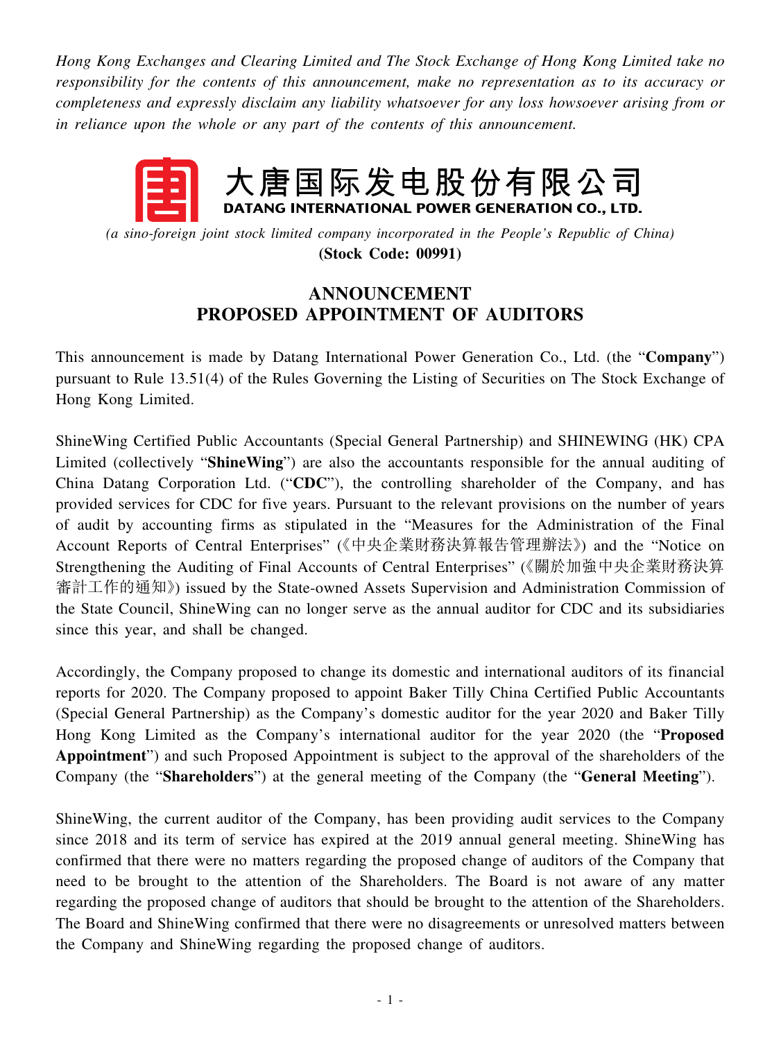*Hong Kong Exchanges and Clearing Limited and The Stock Exchange of Hong Kong Limited take no responsibility for the contents of this announcement, make no representation as to its accuracy or completeness and expressly disclaim any liability whatsoever for any loss howsoever arising from or in reliance upon the whole or any part of the contents of this announcement.*

# 大唐国际发电股份有限公司
**DATANG INTERNATIONAL POWER GENERATION CO., LTD.**

*(a sino-foreign joint stock limited company incorporated in the People's Republic of China)*

**(Stock Code: 00991)**

## ANNOUNCEMENT
## PROPOSED APPOINTMENT OF AUDITORS

This announcement is made by Datang International Power Generation Co., Ltd. (the "**Company**") pursuant to Rule 13.51(4) of the Rules Governing the Listing of Securities on The Stock Exchange of Hong Kong Limited.

ShineWing Certified Public Accountants (Special General Partnership) and SHINEWING (HK) CPA Limited (collectively "**ShineWing**") are also the accountants responsible for the annual auditing of China Datang Corporation Ltd. ("**CDC**"), the controlling shareholder of the Company, and has provided services for CDC for five years. Pursuant to the relevant provisions on the number of years of audit by accounting firms as stipulated in the "Measures for the Administration of the Final Account Reports of Central Enterprises" (《中央企業財務決算報告管理辦法》) and the "Notice on Strengthening the Auditing of Final Accounts of Central Enterprises" (《關於加強中央企業財務決算審計工作的通知》) issued by the State-owned Assets Supervision and Administration Commission of the State Council, ShineWing can no longer serve as the annual auditor for CDC and its subsidiaries since this year, and shall be changed.

Accordingly, the Company proposed to change its domestic and international auditors of its financial reports for 2020. The Company proposed to appoint Baker Tilly China Certified Public Accountants (Special General Partnership) as the Company's domestic auditor for the year 2020 and Baker Tilly Hong Kong Limited as the Company's international auditor for the year 2020 (the "**Proposed Appointment**") and such Proposed Appointment is subject to the approval of the shareholders of the Company (the "**Shareholders**") at the general meeting of the Company (the "**General Meeting**").

ShineWing, the current auditor of the Company, has been providing audit services to the Company since 2018 and its term of service has expired at the 2019 annual general meeting. ShineWing has confirmed that there were no matters regarding the proposed change of auditors of the Company that need to be brought to the attention of the Shareholders. The Board is not aware of any matter regarding the proposed change of auditors that should be brought to the attention of the Shareholders. The Board and ShineWing confirmed that there were no disagreements or unresolved matters between the Company and ShineWing regarding the proposed change of auditors.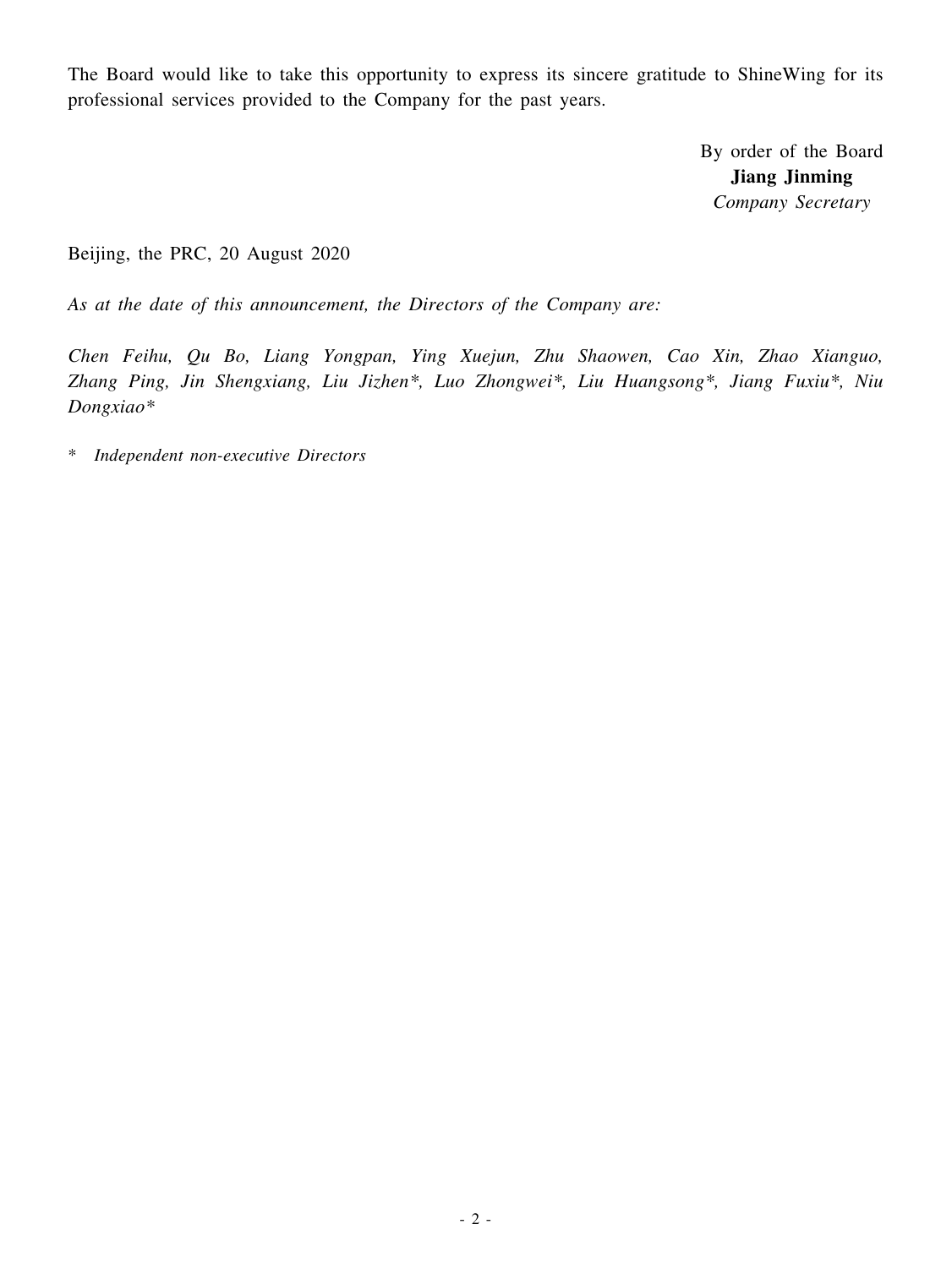The Board would like to take this opportunity to express its sincere gratitude to ShineWing for its professional services provided to the Company for the past years.

By order of the Board
**Jiang Jinming**
*Company Secretary*

Beijing, the PRC, 20 August 2020

*As at the date of this announcement, the Directors of the Company are:*

*Chen Feihu, Qu Bo, Liang Yongpan, Ying Xuejun, Zhu Shaowen, Cao Xin, Zhao Xianguo, Zhang Ping, Jin Shengxiang, Liu Jizhen*, Luo Zhongwei*, Liu Huangsong*, Jiang Fuxiu*, Niu Dongxiao**

\* *Independent non-executive Directors*